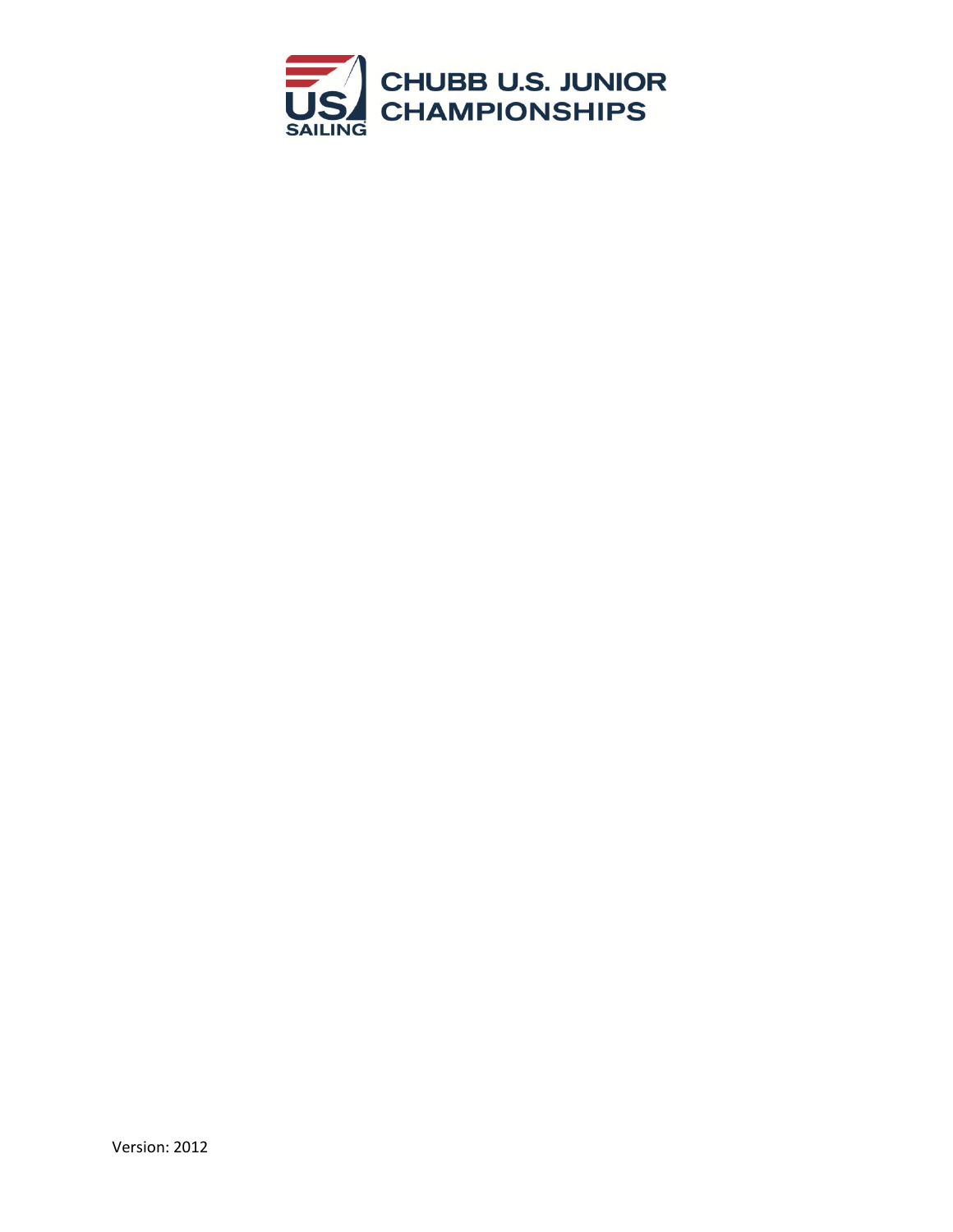# CHUBB U.S. JUNIOR CHAMPIONSHIPS

US SAILING

Version: 2012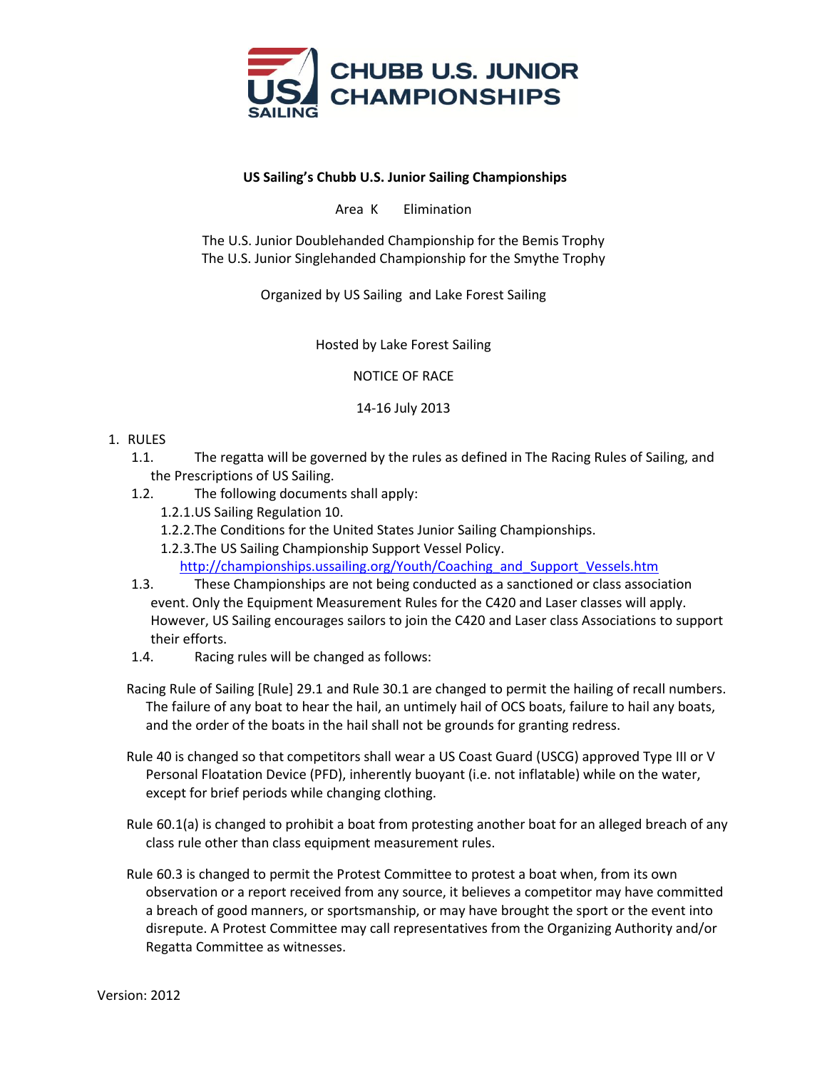# CHUBB U.S. JUNIOR CHAMPIONSHIPS

**US Sailing's Chubb U.S. Junior Sailing Championships**

Area K Elimination

The U.S. Junior Doublehanded Championship for the Bemis Trophy
The U.S. Junior Singlehanded Championship for the Smythe Trophy

Organized by US Sailing and Lake Forest Sailing

Hosted by Lake Forest Sailing

NOTICE OF RACE

14-16 July 2013

1. RULES
   - 1.1. The regatta will be governed by the rules as defined in The Racing Rules of Sailing, and the Prescriptions of US Sailing.
   - 1.2. The following documents shall apply:
     - 1.2.1. US Sailing Regulation 10.
     - 1.2.2. The Conditions for the United States Junior Sailing Championships.
     - 1.2.3. The US Sailing Championship Support Vessel Policy. http://championships.ussailing.org/Youth/Coaching_and_Support_Vessels.htm
   - 1.3. These Championships are not being conducted as a sanctioned or class association event. Only the Equipment Measurement Rules for the C420 and Laser classes will apply. However, US Sailing encourages sailors to join the C420 and Laser class Associations to support their efforts.
   - 1.4. Racing rules will be changed as follows:

Racing Rule of Sailing [Rule] 29.1 and Rule 30.1 are changed to permit the hailing of recall numbers. The failure of any boat to hear the hail, an untimely hail of OCS boats, failure to hail any boats, and the order of the boats in the hail shall not be grounds for granting redress.

Rule 40 is changed so that competitors shall wear a US Coast Guard (USCG) approved Type III or V Personal Floatation Device (PFD), inherently buoyant (i.e. not inflatable) while on the water, except for brief periods while changing clothing.

Rule 60.1(a) is changed to prohibit a boat from protesting another boat for an alleged breach of any class rule other than class equipment measurement rules.

Rule 60.3 is changed to permit the Protest Committee to protest a boat when, from its own observation or a report received from any source, it believes a competitor may have committed a breach of good manners, or sportsmanship, or may have brought the sport or the event into disrepute. A Protest Committee may call representatives from the Organizing Authority and/or Regatta Committee as witnesses.

Version: 2012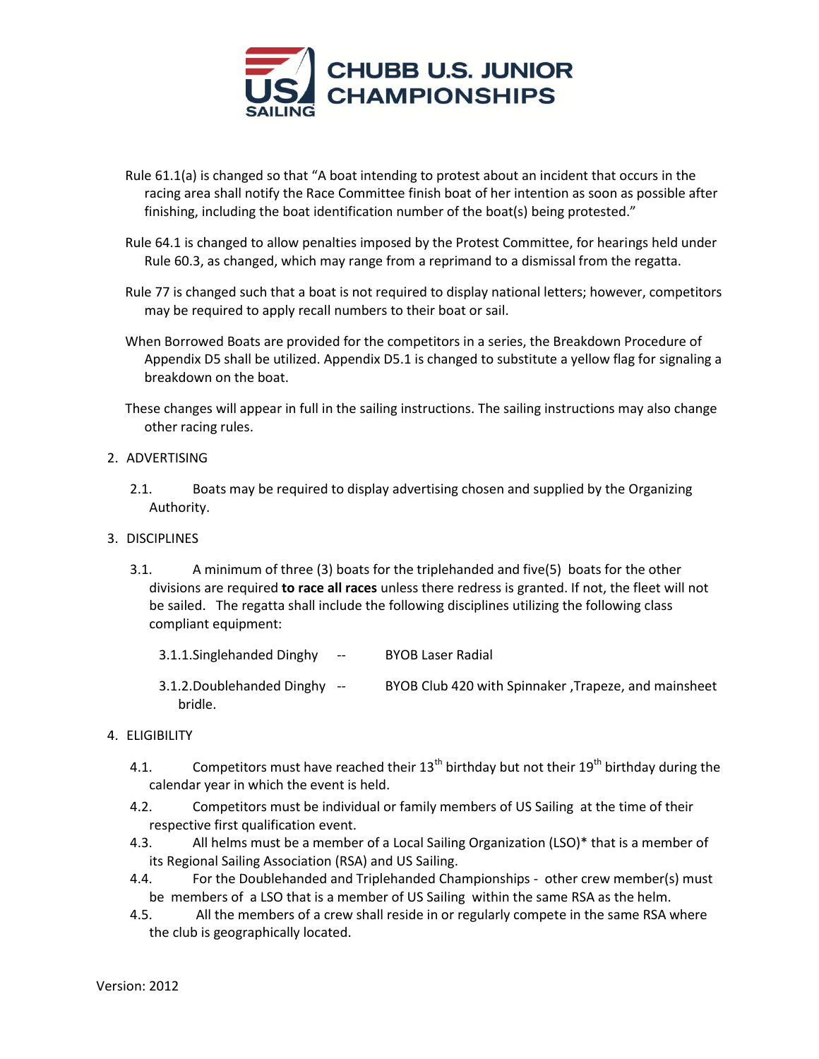Rule 61.1(a) is changed so that "A boat intending to protest about an incident that occurs in the racing area shall notify the Race Committee finish boat of her intention as soon as possible after finishing, including the boat identification number of the boat(s) being protested."

Rule 64.1 is changed to allow penalties imposed by the Protest Committee, for hearings held under Rule 60.3, as changed, which may range from a reprimand to a dismissal from the regatta.

Rule 77 is changed such that a boat is not required to display national letters; however, competitors may be required to apply recall numbers to their boat or sail.

When Borrowed Boats are provided for the competitors in a series, the Breakdown Procedure of Appendix D5 shall be utilized. Appendix D5.1 is changed to substitute a yellow flag for signaling a breakdown on the boat.

These changes will appear in full in the sailing instructions. The sailing instructions may also change other racing rules.

2. ADVERTISING

2.1. Boats may be required to display advertising chosen and supplied by the Organizing Authority.

3. DISCIPLINES

3.1. A minimum of three (3) boats for the triplehanded and five(5) boats for the other divisions are required **to race all races** unless there redress is granted. If not, the fleet will not be sailed. The regatta shall include the following disciplines utilizing the following class compliant equipment:

3.1.1. Singlehanded Dinghy -- BYOB Laser Radial

3.1.2. Doublehanded Dinghy -- BYOB Club 420 with Spinnaker ,Trapeze, and mainsheet bridle.

4. ELIGIBILITY

4.1. Competitors must have reached their 13th birthday but not their 19th birthday during the calendar year in which the event is held.

4.2. Competitors must be individual or family members of US Sailing at the time of their respective first qualification event.

4.3. All helms must be a member of a Local Sailing Organization (LSO)* that is a member of its Regional Sailing Association (RSA) and US Sailing.

4.4. For the Doublehanded and Triplehanded Championships - other crew member(s) must be members of a LSO that is a member of US Sailing within the same RSA as the helm.

4.5. All the members of a crew shall reside in or regularly compete in the same RSA where the club is geographically located.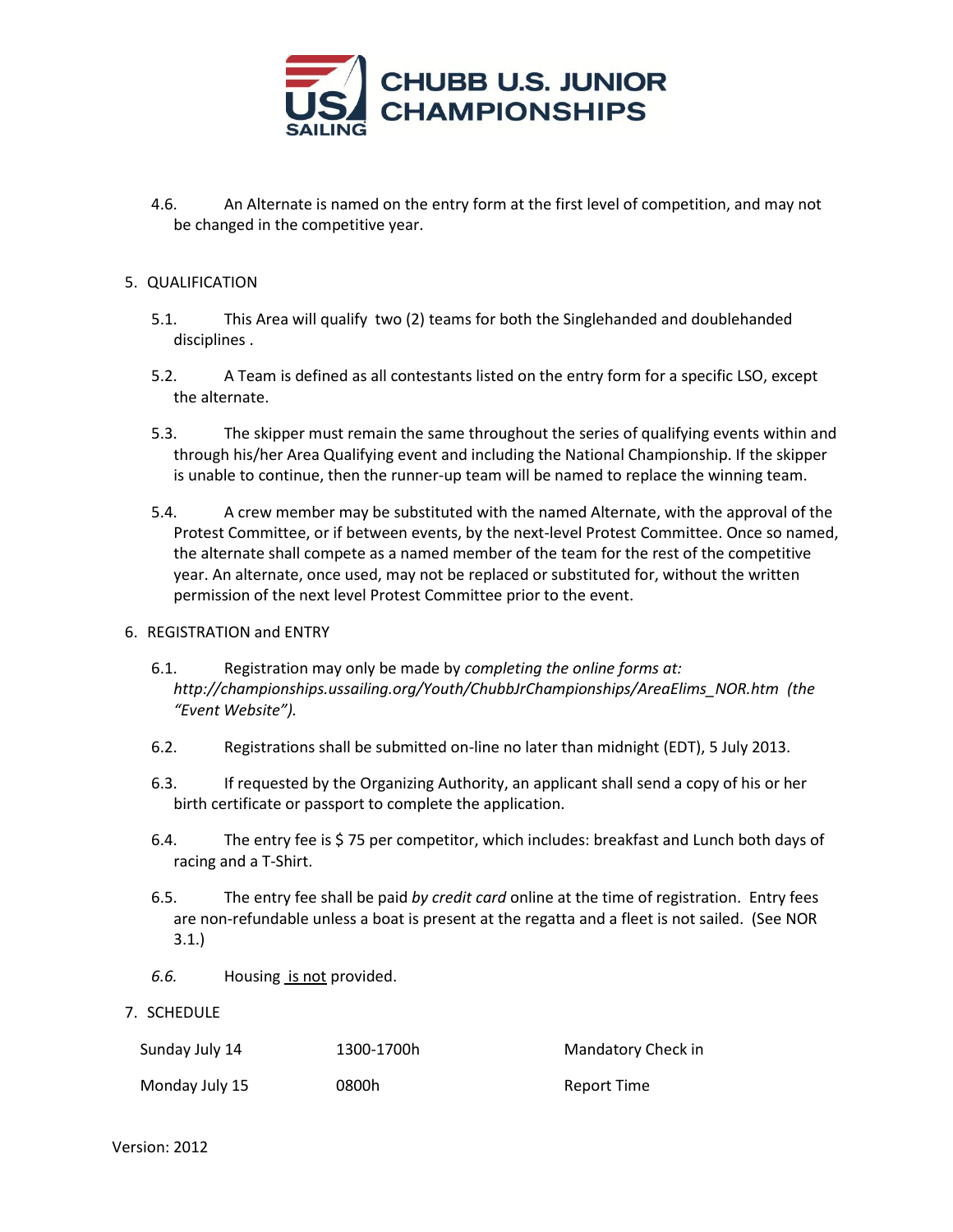4.6. An Alternate is named on the entry form at the first level of competition, and may not be changed in the competitive year.

5. QUALIFICATION

5.1. This Area will qualify two (2) teams for both the Singlehanded and doublehanded disciplines .

5.2. A Team is defined as all contestants listed on the entry form for a specific LSO, except the alternate.

5.3. The skipper must remain the same throughout the series of qualifying events within and through his/her Area Qualifying event and including the National Championship. If the skipper is unable to continue, then the runner-up team will be named to replace the winning team.

5.4. A crew member may be substituted with the named Alternate, with the approval of the Protest Committee, or if between events, by the next-level Protest Committee. Once so named, the alternate shall compete as a named member of the team for the rest of the competitive year. An alternate, once used, may not be replaced or substituted for, without the written permission of the next level Protest Committee prior to the event.

6. REGISTRATION and ENTRY

6.1. Registration may only be made by *completing the online forms at: http://championships.ussailing.org/Youth/ChubbJrChampionships/AreaElims_NOR.htm (the "Event Website").*

6.2. Registrations shall be submitted on-line no later than midnight (EDT), 5 July 2013.

6.3. If requested by the Organizing Authority, an applicant shall send a copy of his or her birth certificate or passport to complete the application.

6.4. The entry fee is $ 75 per competitor, which includes: breakfast and Lunch both days of racing and a T-Shirt.

6.5. The entry fee shall be paid *by credit card* online at the time of registration. Entry fees are non-refundable unless a boat is present at the regatta and a fleet is not sailed. (See NOR 3.1.)

*6.6.* Housing is not provided.

7. SCHEDULE

| | | |
|---|---|---|
| Sunday July 14 | 1300-1700h | Mandatory Check in |
| Monday July 15 | 0800h | Report Time |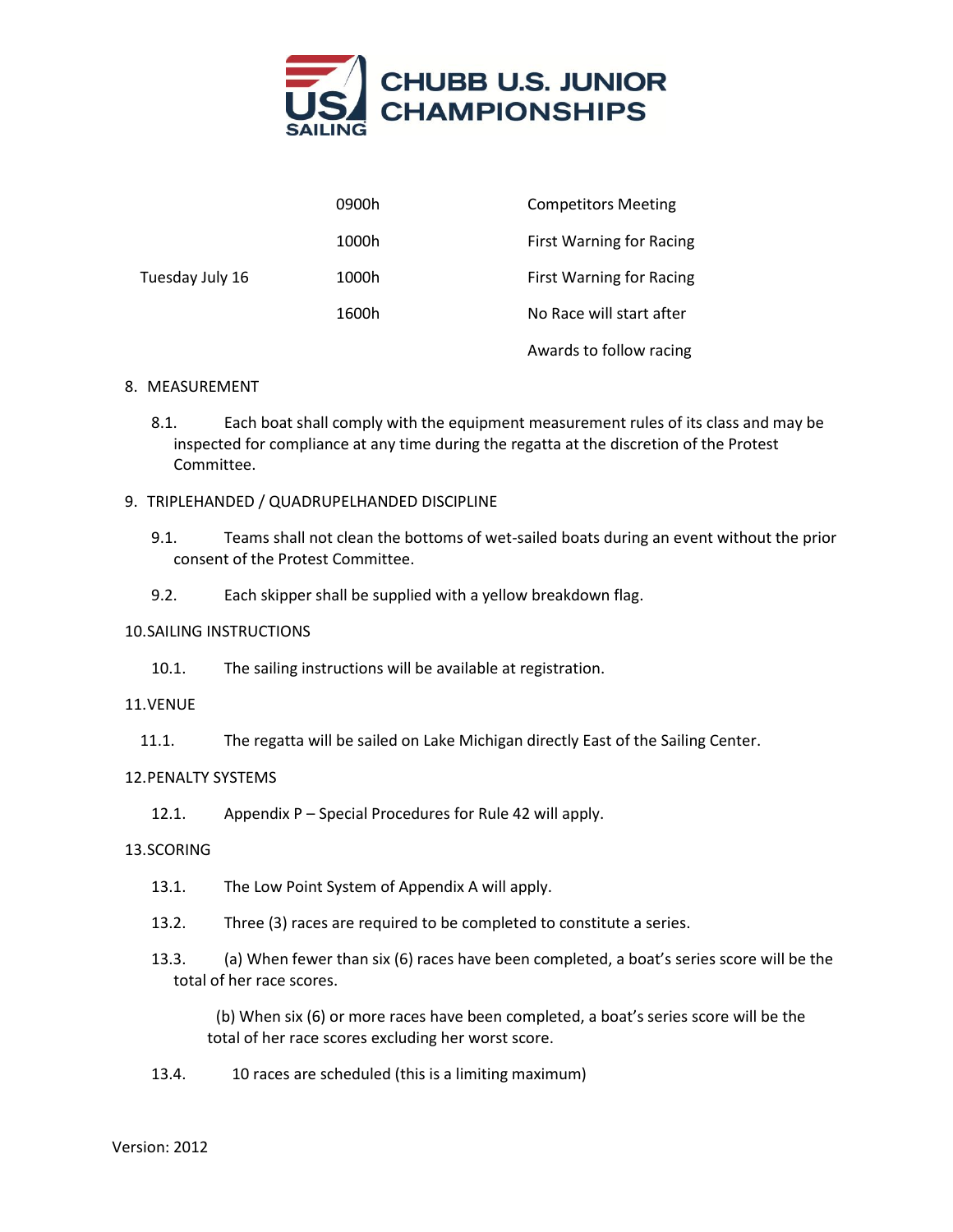| | | |
|---|---|---|
| | 0900h | Competitors Meeting |
| | 1000h | First Warning for Racing |
| Tuesday July 16 | 1000h | First Warning for Racing |
| | 1600h | No Race will start after |
| | | Awards to follow racing |

8. MEASUREMENT

   8.1. Each boat shall comply with the equipment measurement rules of its class and may be inspected for compliance at any time during the regatta at the discretion of the Protest Committee.

9. TRIPLEHANDED / QUADRUPELHANDED DISCIPLINE

   9.1. Teams shall not clean the bottoms of wet-sailed boats during an event without the prior consent of the Protest Committee.

   9.2. Each skipper shall be supplied with a yellow breakdown flag.

10. SAILING INSTRUCTIONS

   10.1. The sailing instructions will be available at registration.

11. VENUE

   11.1. The regatta will be sailed on Lake Michigan directly East of the Sailing Center.

12. PENALTY SYSTEMS

   12.1. Appendix P – Special Procedures for Rule 42 will apply.

13. SCORING

   13.1. The Low Point System of Appendix A will apply.

   13.2. Three (3) races are required to be completed to constitute a series.

   13.3. (a) When fewer than six (6) races have been completed, a boat's series score will be the total of her race scores.

   (b) When six (6) or more races have been completed, a boat's series score will be the total of her race scores excluding her worst score.

   13.4. 10 races are scheduled (this is a limiting maximum)

Version: 2012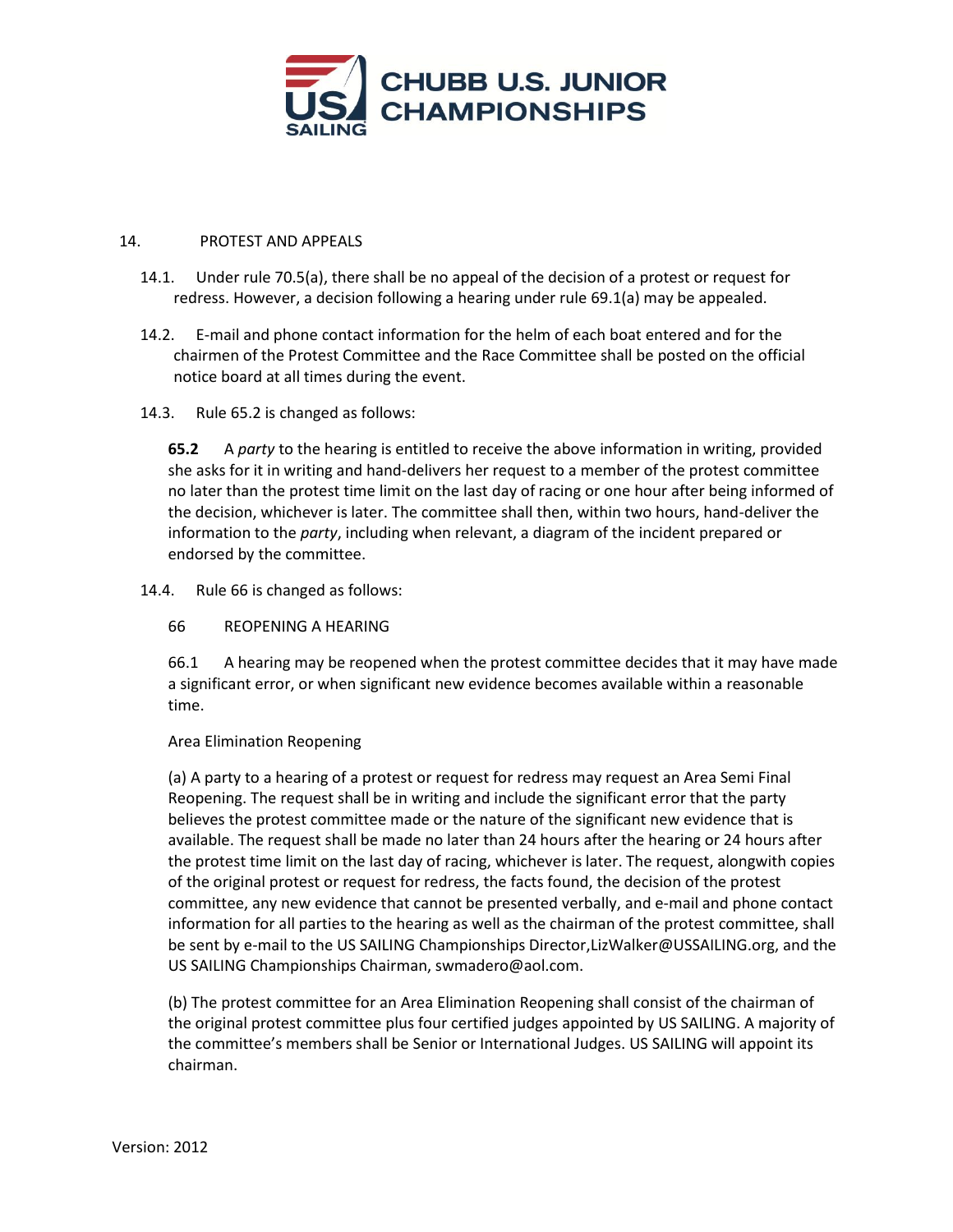14. PROTEST AND APPEALS

14.1. Under rule 70.5(a), there shall be no appeal of the decision of a protest or request for redress. However, a decision following a hearing under rule 69.1(a) may be appealed.

14.2. E-mail and phone contact information for the helm of each boat entered and for the chairmen of the Protest Committee and the Race Committee shall be posted on the official notice board at all times during the event.

14.3. Rule 65.2 is changed as follows:

**65.2** A *party* to the hearing is entitled to receive the above information in writing, provided she asks for it in writing and hand-delivers her request to a member of the protest committee no later than the protest time limit on the last day of racing or one hour after being informed of the decision, whichever is later. The committee shall then, within two hours, hand-deliver the information to the *party*, including when relevant, a diagram of the incident prepared or endorsed by the committee.

14.4. Rule 66 is changed as follows:

66 REOPENING A HEARING

66.1 A hearing may be reopened when the protest committee decides that it may have made a significant error, or when significant new evidence becomes available within a reasonable time.

Area Elimination Reopening

(a) A party to a hearing of a protest or request for redress may request an Area Semi Final Reopening. The request shall be in writing and include the significant error that the party believes the protest committee made or the nature of the significant new evidence that is available. The request shall be made no later than 24 hours after the hearing or 24 hours after the protest time limit on the last day of racing, whichever is later. The request, alongwith copies of the original protest or request for redress, the facts found, the decision of the protest committee, any new evidence that cannot be presented verbally, and e-mail and phone contact information for all parties to the hearing as well as the chairman of the protest committee, shall be sent by e-mail to the US SAILING Championships Director,LizWalker@USSAILING.org, and the US SAILING Championships Chairman, swmadero@aol.com.

(b) The protest committee for an Area Elimination Reopening shall consist of the chairman of the original protest committee plus four certified judges appointed by US SAILING. A majority of the committee's members shall be Senior or International Judges. US SAILING will appoint its chairman.

Version: 2012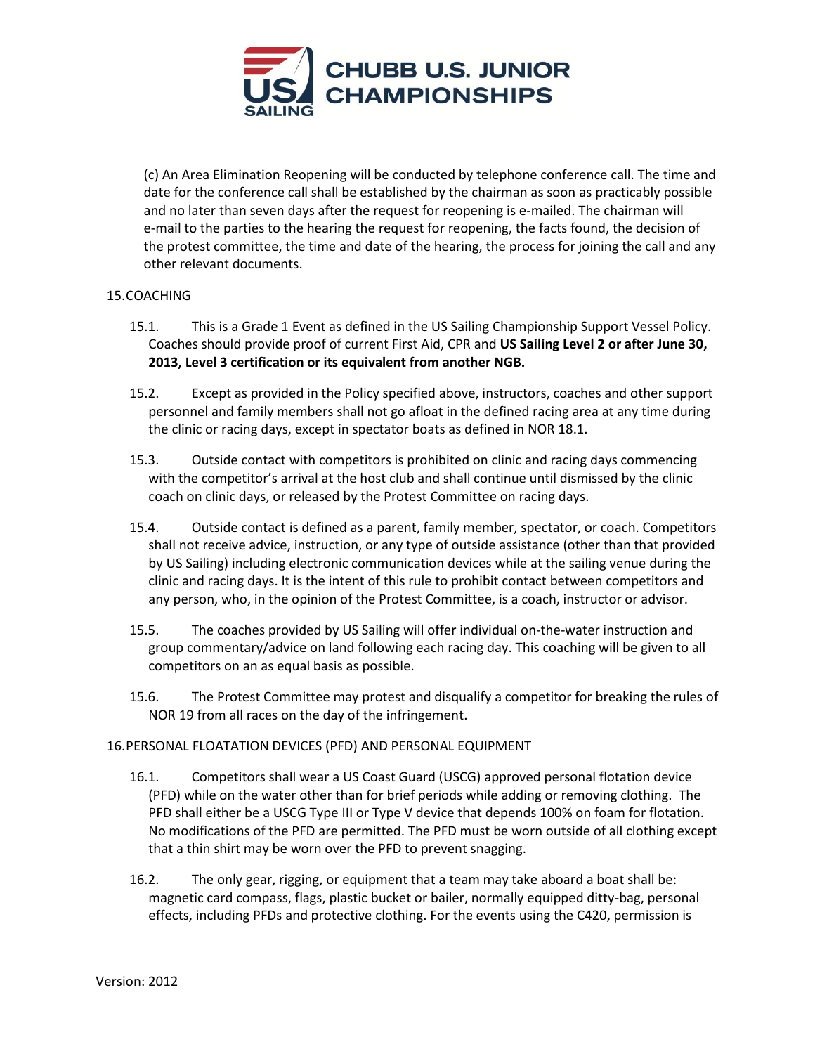(c) An Area Elimination Reopening will be conducted by telephone conference call. The time and date for the conference call shall be established by the chairman as soon as practicably possible and no later than seven days after the request for reopening is e-mailed. The chairman will e-mail to the parties to the hearing the request for reopening, the facts found, the decision of the protest committee, the time and date of the hearing, the process for joining the call and any other relevant documents.

## 15. COACHING

15.1. This is a Grade 1 Event as defined in the US Sailing Championship Support Vessel Policy. Coaches should provide proof of current First Aid, CPR and **US Sailing Level 2 or after June 30, 2013, Level 3 certification or its equivalent from another NGB.**

15.2. Except as provided in the Policy specified above, instructors, coaches and other support personnel and family members shall not go afloat in the defined racing area at any time during the clinic or racing days, except in spectator boats as defined in NOR 18.1.

15.3. Outside contact with competitors is prohibited on clinic and racing days commencing with the competitor's arrival at the host club and shall continue until dismissed by the clinic coach on clinic days, or released by the Protest Committee on racing days.

15.4. Outside contact is defined as a parent, family member, spectator, or coach. Competitors shall not receive advice, instruction, or any type of outside assistance (other than that provided by US Sailing) including electronic communication devices while at the sailing venue during the clinic and racing days. It is the intent of this rule to prohibit contact between competitors and any person, who, in the opinion of the Protest Committee, is a coach, instructor or advisor.

15.5. The coaches provided by US Sailing will offer individual on-the-water instruction and group commentary/advice on land following each racing day. This coaching will be given to all competitors on an as equal basis as possible.

15.6. The Protest Committee may protest and disqualify a competitor for breaking the rules of NOR 19 from all races on the day of the infringement.

## 16. PERSONAL FLOATATION DEVICES (PFD) AND PERSONAL EQUIPMENT

16.1. Competitors shall wear a US Coast Guard (USCG) approved personal flotation device (PFD) while on the water other than for brief periods while adding or removing clothing. The PFD shall either be a USCG Type III or Type V device that depends 100% on foam for flotation. No modifications of the PFD are permitted. The PFD must be worn outside of all clothing except that a thin shirt may be worn over the PFD to prevent snagging.

16.2. The only gear, rigging, or equipment that a team may take aboard a boat shall be: magnetic card compass, flags, plastic bucket or bailer, normally equipped ditty-bag, personal effects, including PFDs and protective clothing. For the events using the C420, permission is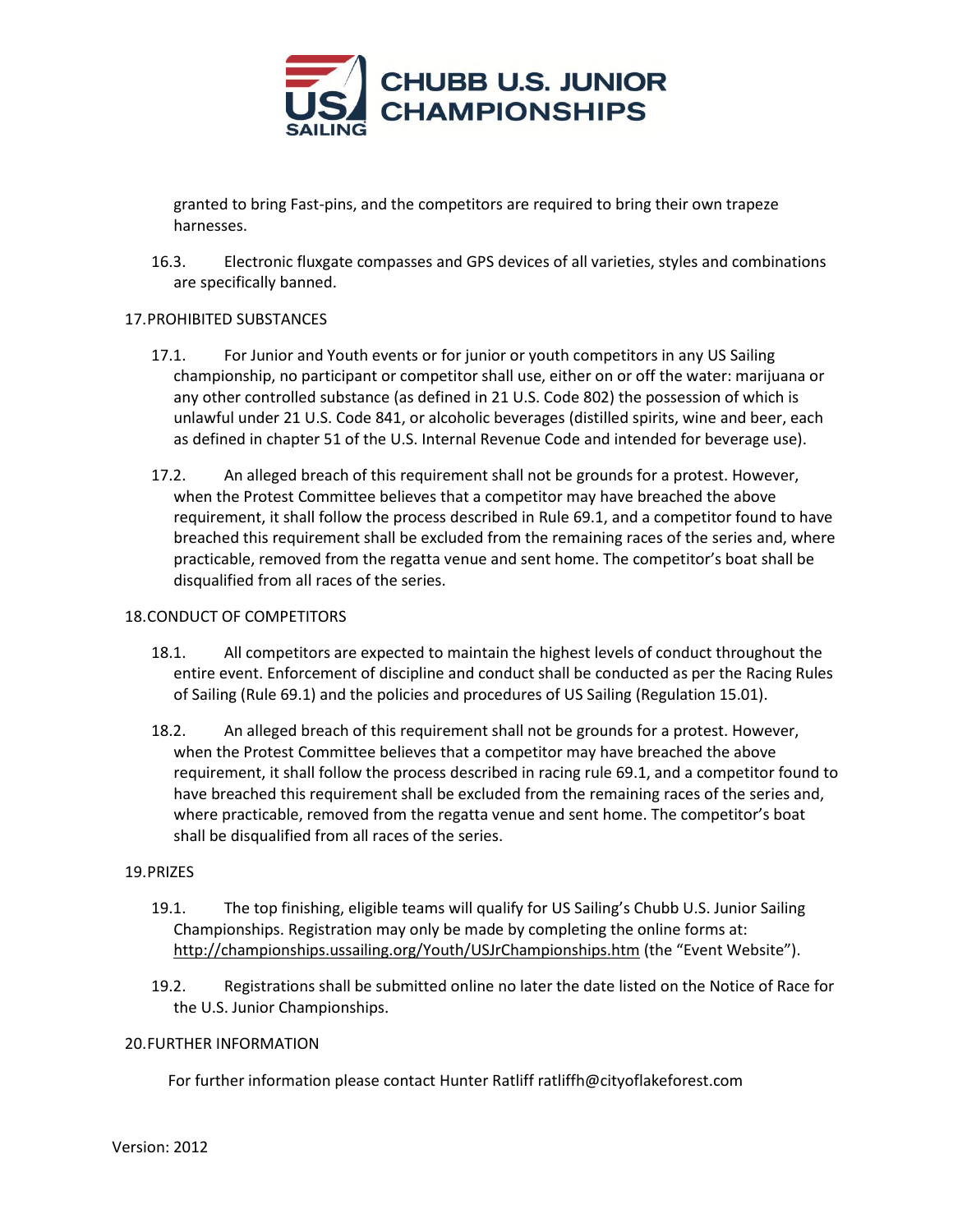granted to bring Fast-pins, and the competitors are required to bring their own trapeze harnesses.

16.3. Electronic fluxgate compasses and GPS devices of all varieties, styles and combinations are specifically banned.

## 17. PROHIBITED SUBSTANCES

17.1. For Junior and Youth events or for junior or youth competitors in any US Sailing championship, no participant or competitor shall use, either on or off the water: marijuana or any other controlled substance (as defined in 21 U.S. Code 802) the possession of which is unlawful under 21 U.S. Code 841, or alcoholic beverages (distilled spirits, wine and beer, each as defined in chapter 51 of the U.S. Internal Revenue Code and intended for beverage use).

17.2. An alleged breach of this requirement shall not be grounds for a protest. However, when the Protest Committee believes that a competitor may have breached the above requirement, it shall follow the process described in Rule 69.1, and a competitor found to have breached this requirement shall be excluded from the remaining races of the series and, where practicable, removed from the regatta venue and sent home. The competitor's boat shall be disqualified from all races of the series.

## 18. CONDUCT OF COMPETITORS

18.1. All competitors are expected to maintain the highest levels of conduct throughout the entire event. Enforcement of discipline and conduct shall be conducted as per the Racing Rules of Sailing (Rule 69.1) and the policies and procedures of US Sailing (Regulation 15.01).

18.2. An alleged breach of this requirement shall not be grounds for a protest. However, when the Protest Committee believes that a competitor may have breached the above requirement, it shall follow the process described in racing rule 69.1, and a competitor found to have breached this requirement shall be excluded from the remaining races of the series and, where practicable, removed from the regatta venue and sent home. The competitor's boat shall be disqualified from all races of the series.

## 19. PRIZES

19.1. The top finishing, eligible teams will qualify for US Sailing's Chubb U.S. Junior Sailing Championships. Registration may only be made by completing the online forms at: http://championships.ussailing.org/Youth/USJrChampionships.htm (the "Event Website").

19.2. Registrations shall be submitted online no later the date listed on the Notice of Race for the U.S. Junior Championships.

## 20. FURTHER INFORMATION

For further information please contact Hunter Ratliff ratliffh@cityoflakeforest.com

Version: 2012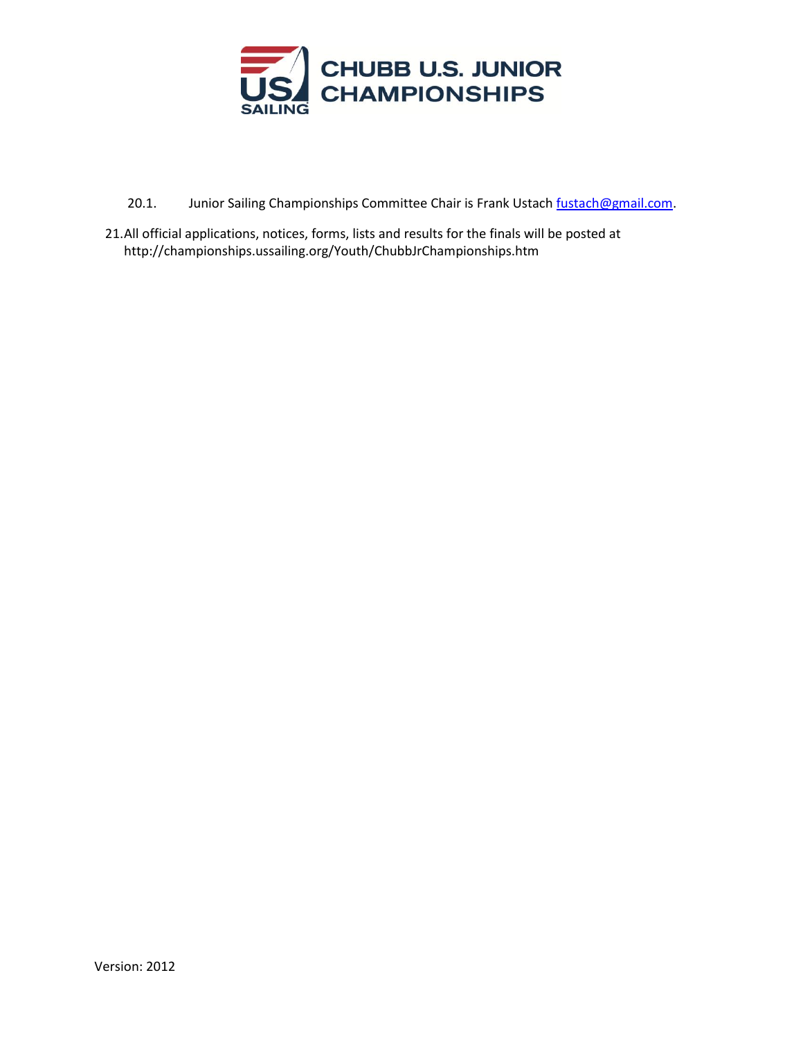20.1. Junior Sailing Championships Committee Chair is Frank Ustach fustach@gmail.com.

21. All official applications, notices, forms, lists and results for the finals will be posted at http://championships.ussailing.org/Youth/ChubbJrChampionships.htm

Version: 2012